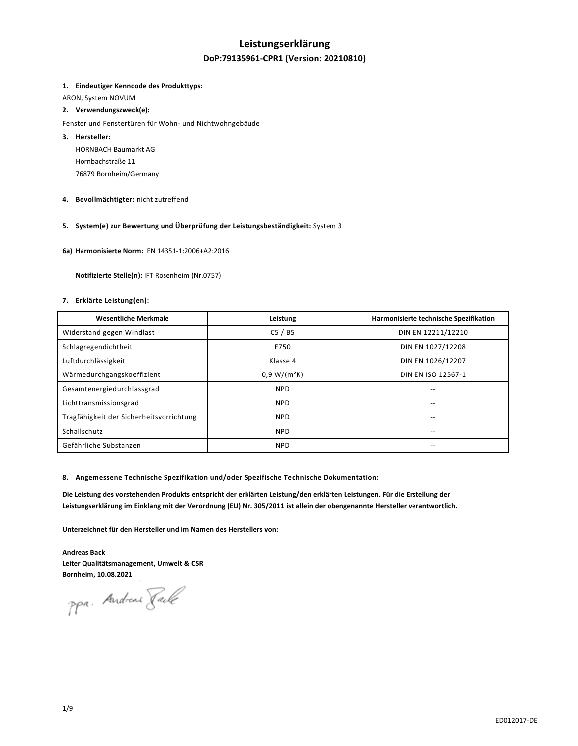# Leistungserklärung

## DoP:79135961-CPR1 (Version: 20210810)

1. **Eindeutiger Kenncode des Produkttyps:**

ARON, System NOVUM

2. **Verwendungszweck(e):**

Fenster und Fenstertüren für Wohn- und Nichtwohngebäude

3. **Hersteller:**

   HORNBACH Baumarkt AG
   Hornbachstraße 11
   76879 Bornheim/Germany

4. **Bevollmächtigter:** nicht zutreffend

5. **System(e) zur Bewertung und Überprüfung der Leistungsbeständigkeit:** System 3

**6a) Harmonisierte Norm:** EN 14351-1:2006+A2:2016

**Notifizierte Stelle(n):** IFT Rosenheim (Nr.0757)

7. **Erklärte Leistung(en):**

| Wesentliche Merkmale | Leistung | Harmonisierte technische Spezifikation |
|---|---|---|
| Widerstand gegen Windlast | C5 / B5 | DIN EN 12211/12210 |
| Schlagregendichtheit | E750 | DIN EN 1027/12208 |
| Luftdurchlässigkeit | Klasse 4 | DIN EN 1026/12207 |
| Wärmedurchgangskoeffizient | 0,9 W/(m²K) | DIN EN ISO 12567-1 |
| Gesamtenergiedurchlassgrad | NPD | -- |
| Lichttransmissionsgrad | NPD | -- |
| Tragfähigkeit der Sicherheitsvorrichtung | NPD | -- |
| Schallschutz | NPD | -- |
| Gefährliche Substanzen | NPD | -- |

8. **Angemessene Technische Spezifikation und/oder Spezifische Technische Dokumentation:**

**Die Leistung des vorstehenden Produkts entspricht der erklärten Leistung/den erklärten Leistungen. Für die Erstellung der Leistungserklärung im Einklang mit der Verordnung (EU) Nr. 305/2011 ist allein der obengenannte Hersteller verantwortlich.**

**Unterzeichnet für den Hersteller und im Namen des Herstellers von:**

**Andreas Back**
**Leiter Qualitätsmanagement, Umwelt & CSR**
**Bornheim, 10.08.2021**

ppa. Andreas Back

ED012017-DE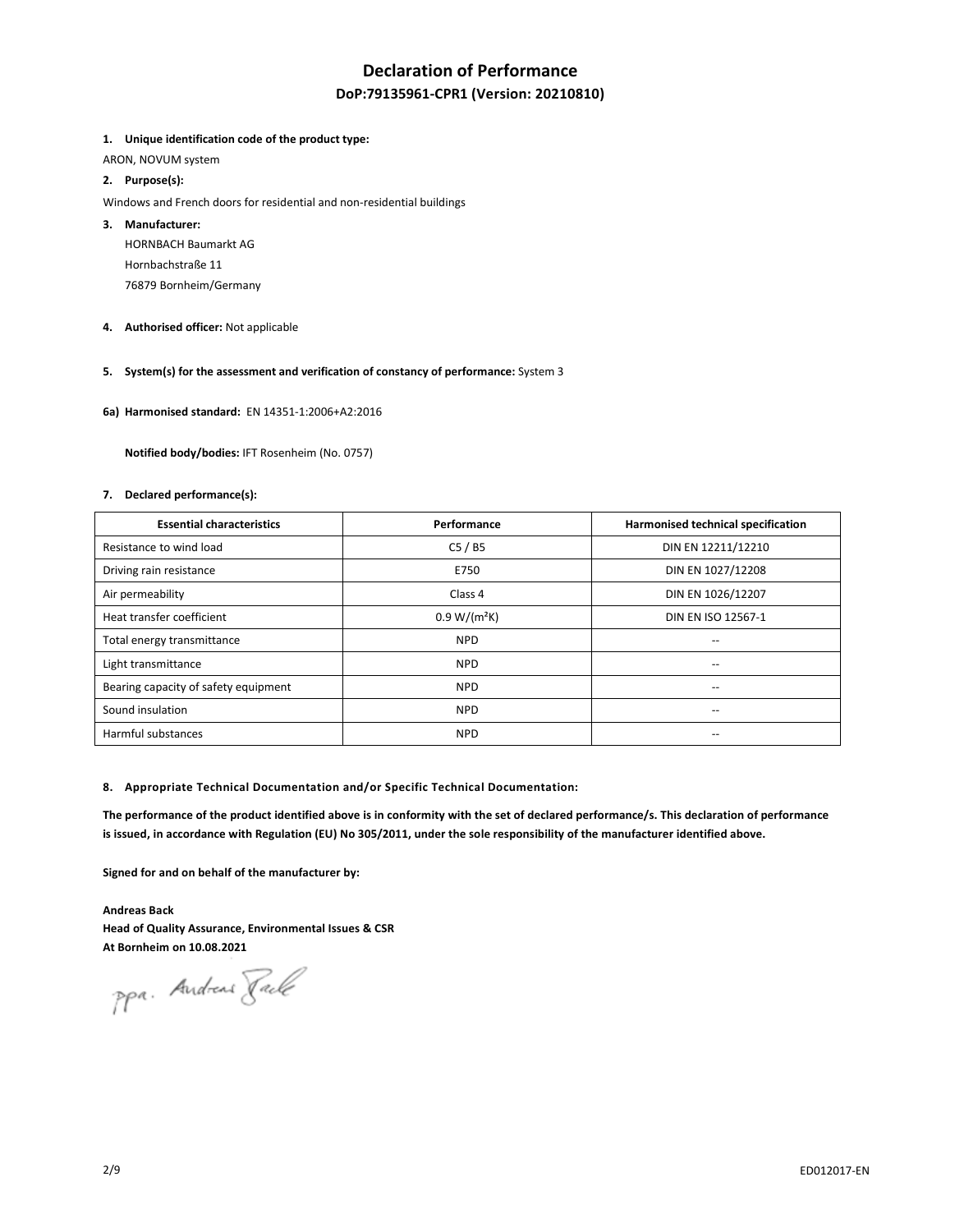# Declaration of Performance

## DoP:79135961-CPR1 (Version: 20210810)

1. **Unique identification code of the product type:**

ARON, NOVUM system

2. **Purpose(s):**

Windows and French doors for residential and non-residential buildings

3. **Manufacturer:**

   HORNBACH Baumarkt AG
   Hornbachstraße 11
   76879 Bornheim/Germany

4. **Authorised officer:** Not applicable

5. **System(s) for the assessment and verification of constancy of performance:** System 3

**6a) Harmonised standard:** EN 14351-1:2006+A2:2016

**Notified body/bodies:** IFT Rosenheim (No. 0757)

7. **Declared performance(s):**

| Essential characteristics | Performance | Harmonised technical specification |
|---|---|---|
| Resistance to wind load | C5 / B5 | DIN EN 12211/12210 |
| Driving rain resistance | E750 | DIN EN 1027/12208 |
| Air permeability | Class 4 | DIN EN 1026/12207 |
| Heat transfer coefficient | 0.9 W/(m$^2$K) | DIN EN ISO 12567-1 |
| Total energy transmittance | NPD | -- |
| Light transmittance | NPD | -- |
| Bearing capacity of safety equipment | NPD | -- |
| Sound insulation | NPD | -- |
| Harmful substances | NPD | -- |

8. **Appropriate Technical Documentation and/or Specific Technical Documentation:**

**The performance of the product identified above is in conformity with the set of declared performance/s. This declaration of performance is issued, in accordance with Regulation (EU) No 305/2011, under the sole responsibility of the manufacturer identified above.**

**Signed for and on behalf of the manufacturer by:**

**Andreas Back**
**Head of Quality Assurance, Environmental Issues & CSR**
**At Bornheim on 10.08.2021**

ppa. Andreas Back

ED012017-EN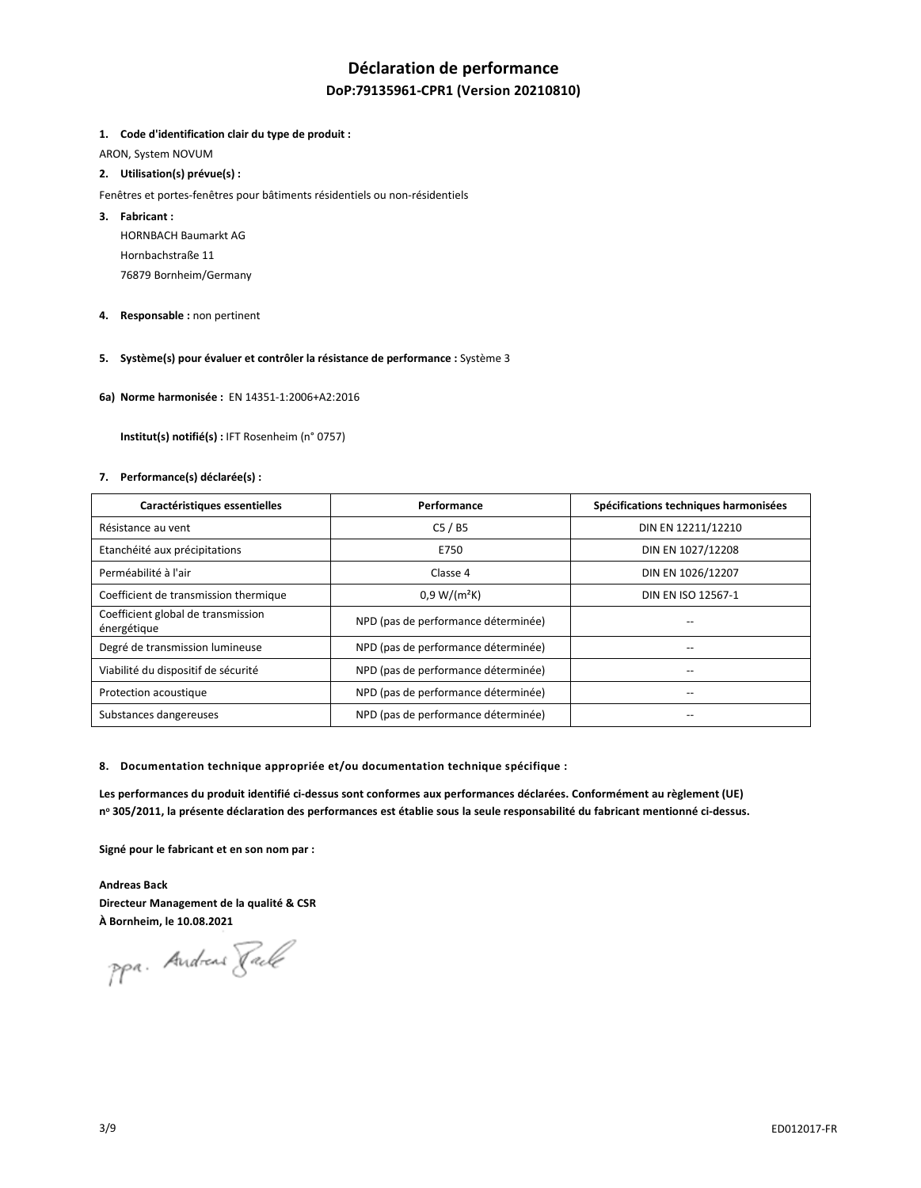# Déclaration de performance

## DoP:79135961-CPR1 (Version 20210810)

**1. Code d'identification clair du type de produit :**

ARON, System NOVUM

**2. Utilisation(s) prévue(s) :**

Fenêtres et portes-fenêtres pour bâtiments résidentiels ou non-résidentiels

**3. Fabricant :**

HORNBACH Baumarkt AG
Hornbachstraße 11
76879 Bornheim/Germany

**4. Responsable :** non pertinent

**5. Système(s) pour évaluer et contrôler la résistance de performance :** Système 3

**6a) Norme harmonisée :** EN 14351-1:2006+A2:2016

**Institut(s) notifié(s) :** IFT Rosenheim (n° 0757)

**7. Performance(s) déclarée(s) :**

| Caractéristiques essentielles | Performance | Spécifications techniques harmonisées |
|---|---|---|
| Résistance au vent | C5 / B5 | DIN EN 12211/12210 |
| Etanchéité aux précipitations | E750 | DIN EN 1027/12208 |
| Perméabilité à l'air | Classe 4 | DIN EN 1026/12207 |
| Coefficient de transmission thermique | 0,9 W/(m²K) | DIN EN ISO 12567-1 |
| Coefficient global de transmission énergétique | NPD (pas de performance déterminée) | -- |
| Degré de transmission lumineuse | NPD (pas de performance déterminée) | -- |
| Viabilité du dispositif de sécurité | NPD (pas de performance déterminée) | -- |
| Protection acoustique | NPD (pas de performance déterminée) | -- |
| Substances dangereuses | NPD (pas de performance déterminée) | -- |

**8. Documentation technique appropriée et/ou documentation technique spécifique :**

**Les performances du produit identifié ci-dessus sont conformes aux performances déclarées. Conformément au règlement (UE) nº 305/2011, la présente déclaration des performances est établie sous la seule responsabilité du fabricant mentionné ci-dessus.**

**Signé pour le fabricant et en son nom par :**

**Andreas Back**
**Directeur Management de la qualité & CSR**
**À Bornheim, le 10.08.2021**

ppa. Andreas Back

ED012017-FR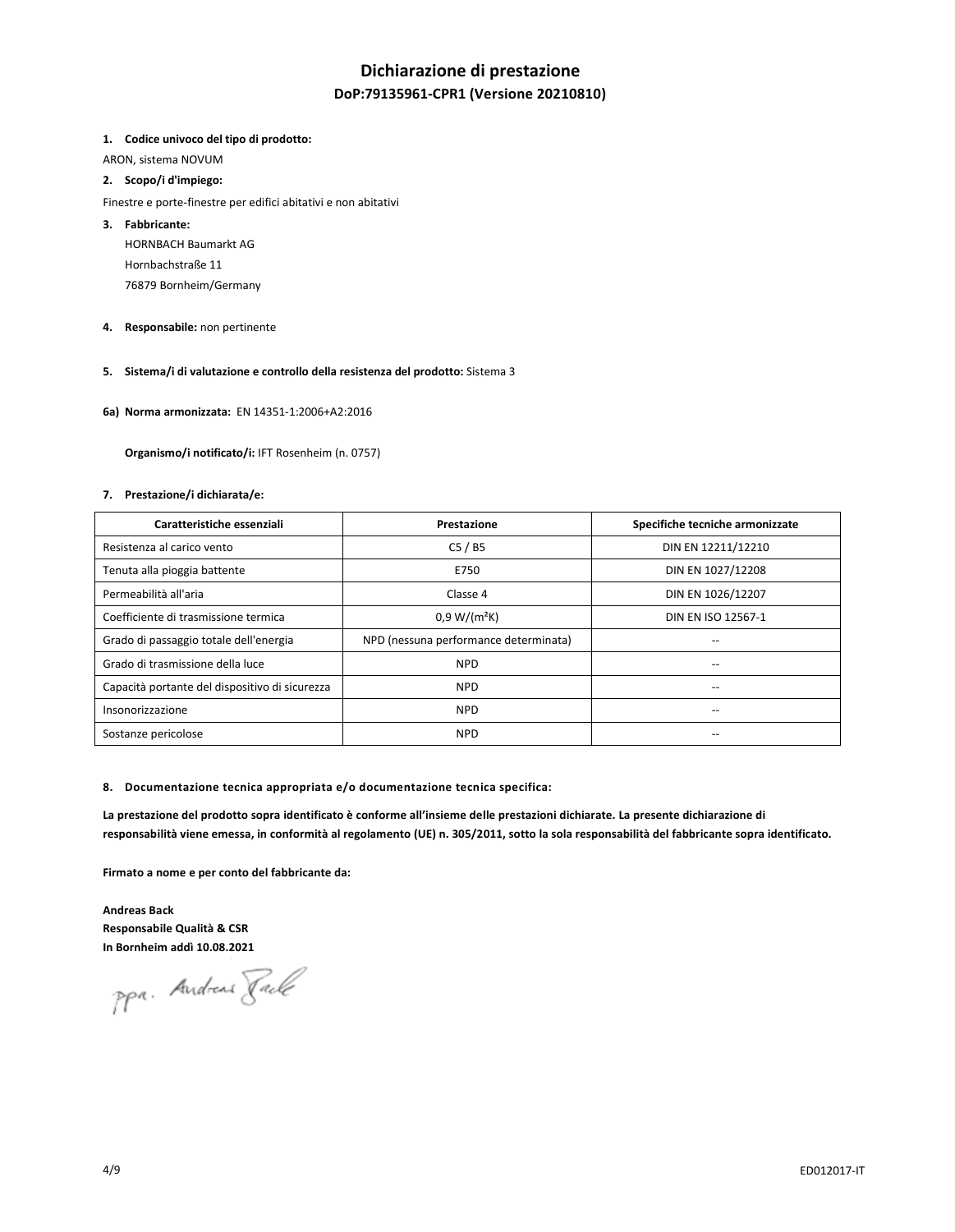# Dichiarazione di prestazione

## DoP:79135961-CPR1 (Versione 20210810)

1. **Codice univoco del tipo di prodotto:**

ARON, sistema NOVUM

2. **Scopo/i d'impiego:**

Finestre e porte-finestre per edifici abitativi e non abitativi

3. **Fabbricante:**

   HORNBACH Baumarkt AG
   Hornbachstraße 11
   76879 Bornheim/Germany

4. **Responsabile:** non pertinente

5. **Sistema/i di valutazione e controllo della resistenza del prodotto:** Sistema 3

**6a) Norma armonizzata:** EN 14351-1:2006+A2:2016

**Organismo/i notificato/i:** IFT Rosenheim (n. 0757)

7. **Prestazione/i dichiarata/e:**

| Caratteristiche essenziali | Prestazione | Specifiche tecniche armonizzate |
|---|---|---|
| Resistenza al carico vento | C5 / B5 | DIN EN 12211/12210 |
| Tenuta alla pioggia battente | E750 | DIN EN 1027/12208 |
| Permeabilità all'aria | Classe 4 | DIN EN 1026/12207 |
| Coefficiente di trasmissione termica | 0,9 W/(m²K) | DIN EN ISO 12567-1 |
| Grado di passaggio totale dell'energia | NPD (nessuna performance determinata) | -- |
| Grado di trasmissione della luce | NPD | -- |
| Capacità portante del dispositivo di sicurezza | NPD | -- |
| Insonorizzazione | NPD | -- |
| Sostanze pericolose | NPD | -- |

8. **Documentazione tecnica appropriata e/o documentazione tecnica specifica:**

**La prestazione del prodotto sopra identificato è conforme all'insieme delle prestazioni dichiarate. La presente dichiarazione di responsabilità viene emessa, in conformità al regolamento (UE) n. 305/2011, sotto la sola responsabilità del fabbricante sopra identificato.**

**Firmato a nome e per conto del fabbricante da:**

**Andreas Back**
**Responsabile Qualità & CSR**
**In Bornheim addì 10.08.2021**

ppa. Andreas Back

ED012017-IT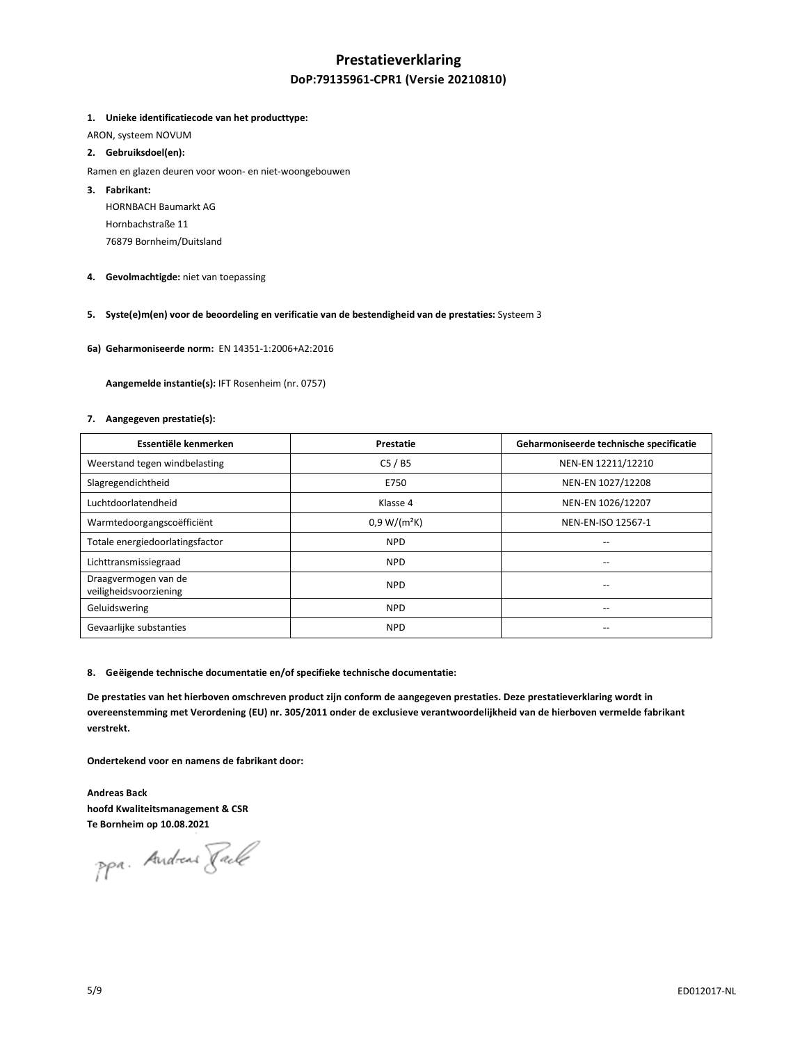# Prestatieverklaring

## DoP:79135961-CPR1 (Versie 20210810)

**1. Unieke identificatiecode van het producttype:**

ARON, systeem NOVUM

**2. Gebruiksdoel(en):**

Ramen en glazen deuren voor woon- en niet-woongebouwen

**3. Fabrikant:**

HORNBACH Baumarkt AG
Hornbachstraße 11
76879 Bornheim/Duitsland

**4. Gevolmachtigde:** niet van toepassing

**5. Syste(e)m(en) voor de beoordeling en verificatie van de bestendigheid van de prestaties:** Systeem 3

**6a) Geharmoniseerde norm:** EN 14351-1:2006+A2:2016

**Aangemelde instantie(s):** IFT Rosenheim (nr. 0757)

**7. Aangegeven prestatie(s):**

| Essentiële kenmerken | Prestatie | Geharmoniseerde technische specificatie |
|---|---|---|
| Weerstand tegen windbelasting | C5 / B5 | NEN-EN 12211/12210 |
| Slagregendichtheid | E750 | NEN-EN 1027/12208 |
| Luchtdoorlatendheid | Klasse 4 | NEN-EN 1026/12207 |
| Warmtedoorgangscoëfficiënt | 0,9 W/(m²K) | NEN-EN-ISO 12567-1 |
| Totale energiedoorlatingsfactor | NPD | -- |
| Lichttransmissiegraad | NPD | -- |
| Draagvermogen van de veiligheidsvoorziening | NPD | -- |
| Geluidswering | NPD | -- |
| Gevaarlijke substanties | NPD | -- |

**8. Geëigende technische documentatie en/of specifieke technische documentatie:**

**De prestaties van het hierboven omschreven product zijn conform de aangegeven prestaties. Deze prestatieverklaring wordt in overeenstemming met Verordening (EU) nr. 305/2011 onder de exclusieve verantwoordelijkheid van de hierboven vermelde fabrikant verstrekt.**

**Ondertekend voor en namens de fabrikant door:**

**Andreas Back**
**hoofd Kwaliteitsmanagement & CSR**
**Te Bornheim op 10.08.2021**

ppa. Andreas Back

ED012017-NL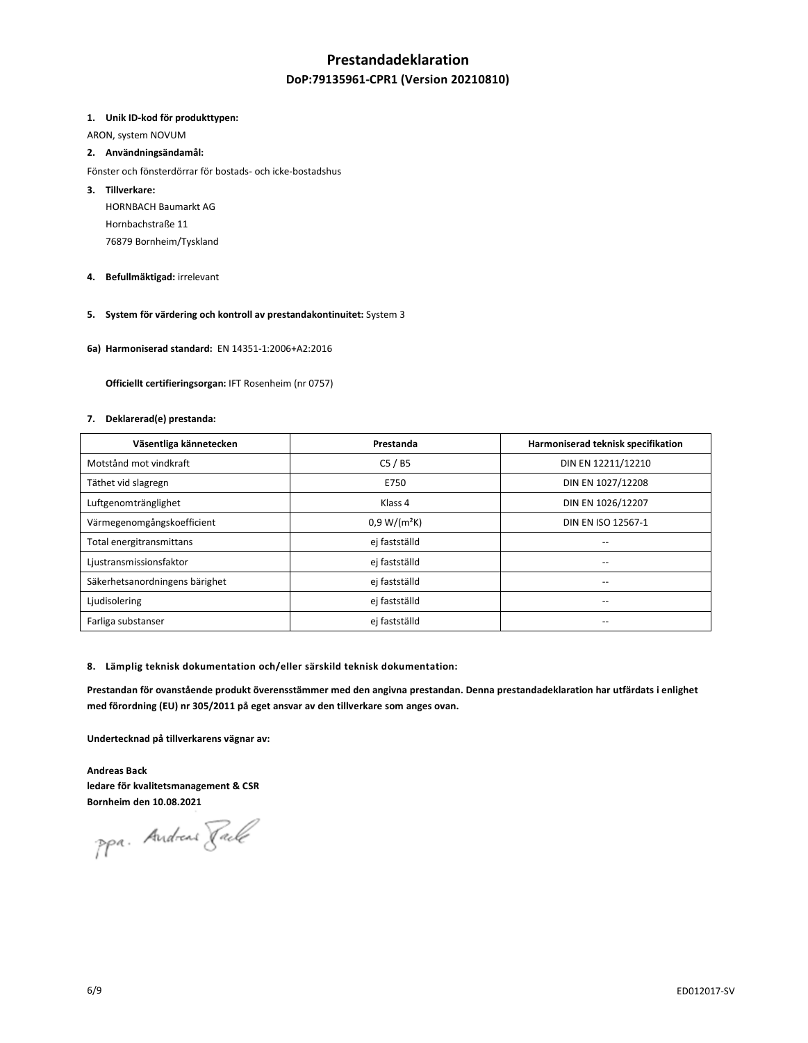# Prestandadeklaration

## DoP:79135961-CPR1 (Version 20210810)

1. **Unik ID-kod för produkttypen:**

ARON, system NOVUM

2. **Användningsändamål:**

Fönster och fönsterdörrar för bostads- och icke-bostadshus

3. **Tillverkare:**

   HORNBACH Baumarkt AG
   Hornbachstraße 11
   76879 Bornheim/Tyskland

4. **Befullmäktigad:** irrelevant

5. **System för värdering och kontroll av prestandakontinuitet:** System 3

6a) **Harmoniserad standard:** EN 14351-1:2006+A2:2016

**Officiellt certifieringsorgan:** IFT Rosenheim (nr 0757)

7. **Deklarerad(e) prestanda:**

| Väsentliga kännetecken | Prestanda | Harmoniserad teknisk specifikation |
|---|---|---|
| Motstånd mot vindkraft | C5 / B5 | DIN EN 12211/12210 |
| Täthet vid slagregn | E750 | DIN EN 1027/12208 |
| Luftgenomtränglighet | Klass 4 | DIN EN 1026/12207 |
| Värmegenomgångskoefficient | 0,9 W/(m²K) | DIN EN ISO 12567-1 |
| Total energitransmittans | ej fastställd | -- |
| Ljustransmissionsfaktor | ej fastställd | -- |
| Säkerhetsanordningens bärighet | ej fastställd | -- |
| Ljudisolering | ej fastställd | -- |
| Farliga substanser | ej fastställd | -- |

8. **Lämplig teknisk dokumentation och/eller särskild teknisk dokumentation:**

**Prestandan för ovanstående produkt överensstämmer med den angivna prestandan. Denna prestandadeklaration har utfärdats i enlighet med förordning (EU) nr 305/2011 på eget ansvar av den tillverkare som anges ovan.**

**Undertecknad på tillverkarens vägnar av:**

**Andreas Back**
**ledare för kvalitetsmanagement & CSR**
**Bornheim den 10.08.2021**

ppa. Andreas Back

ED012017-SV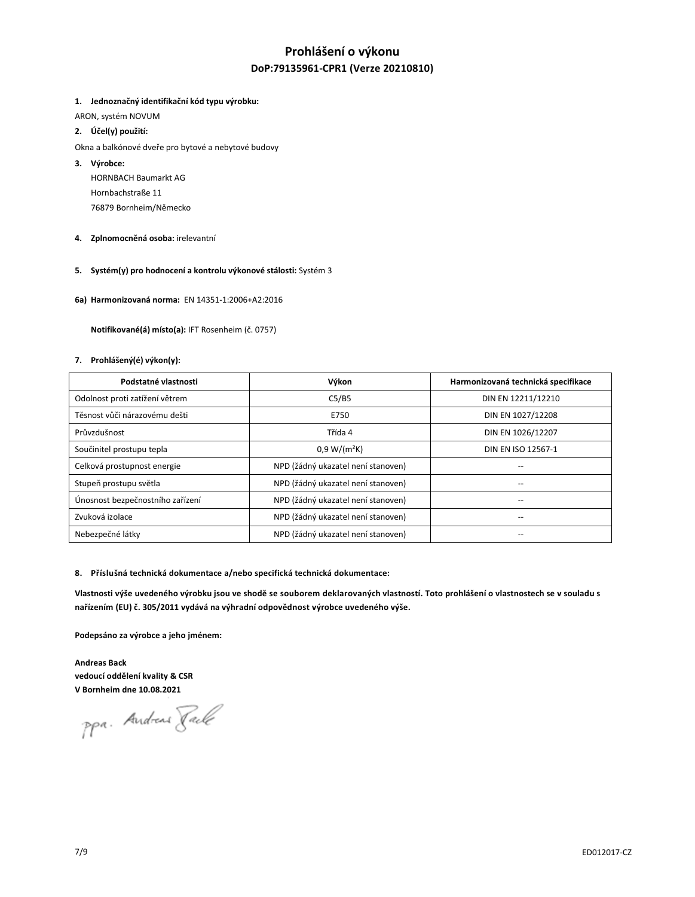# Prohlášení o výkonu

## DoP:79135961-CPR1 (Verze 20210810)

**1. Jednoznačný identifikační kód typu výrobku:**

ARON, systém NOVUM

**2. Účel(y) použití:**

Okna a balkónové dveře pro bytové a nebytové budovy

**3. Výrobce:**

HORNBACH Baumarkt AG
Hornbachstraße 11
76879 Bornheim/Německo

**4. Zplnomocněná osoba:** irelevantní

**5. Systém(y) pro hodnocení a kontrolu výkonové stálosti:** Systém 3

**6a) Harmonizovaná norma:** EN 14351-1:2006+A2:2016

**Notifikované(á) místo(a):** IFT Rosenheim (č. 0757)

**7. Prohlášený(é) výkon(y):**

| Podstatné vlastnosti | Výkon | Harmonizovaná technická specifikace |
|---|---|---|
| Odolnost proti zatížení větrem | C5/B5 | DIN EN 12211/12210 |
| Těsnost vůči nárazovému dešti | E750 | DIN EN 1027/12208 |
| Průvzdušnost | Třída 4 | DIN EN 1026/12207 |
| Součinitel prostupu tepla | 0,9 W/(m²K) | DIN EN ISO 12567-1 |
| Celková prostupnost energie | NPD (žádný ukazatel není stanoven) | -- |
| Stupeň prostupu světla | NPD (žádný ukazatel není stanoven) | -- |
| Únosnost bezpečnostního zařízení | NPD (žádný ukazatel není stanoven) | -- |
| Zvuková izolace | NPD (žádný ukazatel není stanoven) | -- |
| Nebezpečné látky | NPD (žádný ukazatel není stanoven) | -- |

**8. Příslušná technická dokumentace a/nebo specifická technická dokumentace:**

**Vlastnosti výše uvedeného výrobku jsou ve shodě se souborem deklarovaných vlastností. Toto prohlášení o vlastnostech se v souladu s nařízením (EU) č. 305/2011 vydává na výhradní odpovědnost výrobce uvedeného výše.**

**Podepsáno za výrobce a jeho jménem:**

**Andreas Back**
**vedoucí oddělení kvality & CSR**
**V Bornheim dne 10.08.2021**

ppa. Andreas Back

ED012017-CZ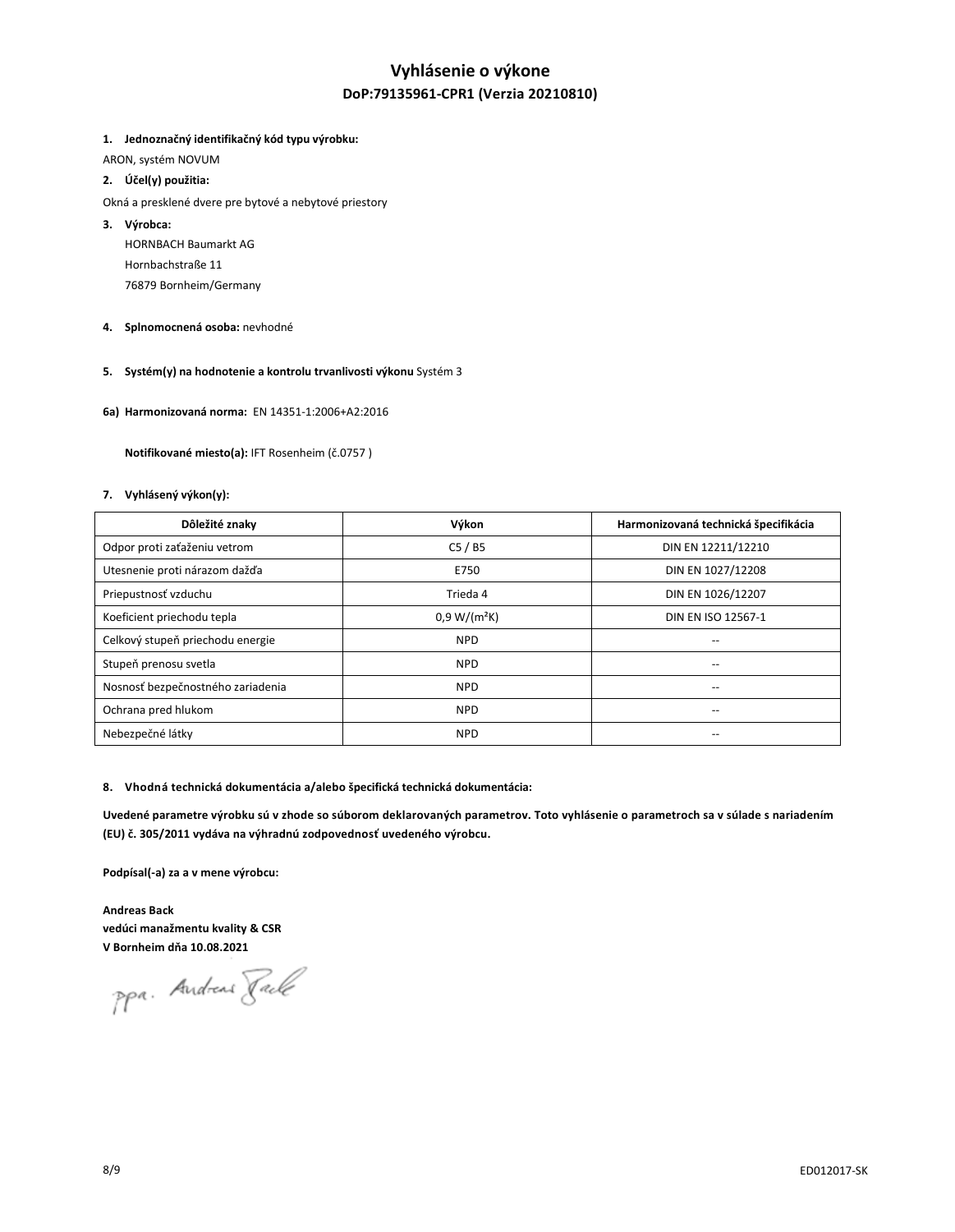# Vyhlásenie o výkone

## DoP:79135961-CPR1 (Verzia 20210810)

**1. Jednoznačný identifikačný kód typu výrobku:**

ARON, systém NOVUM

**2. Účel(y) použitia:**

Okná a presklené dvere pre bytové a nebytové priestory

**3. Výrobca:**

HORNBACH Baumarkt AG
Hornbachstraße 11
76879 Bornheim/Germany

**4. Splnomocnená osoba:** nevhodné

**5. Systém(y) na hodnotenie a kontrolu trvanlivosti výkonu** Systém 3

**6a) Harmonizovaná norma:** EN 14351-1:2006+A2:2016

**Notifikované miesto(a):** IFT Rosenheim (č.0757 )

**7. Vyhlásený výkon(y):**

| Dôležité znaky | Výkon | Harmonizovaná technická špecifikácia |
|---|---|---|
| Odpor proti zaťaženiu vetrom | C5 / B5 | DIN EN 12211/12210 |
| Utesnenie proti nárazom dažďa | E750 | DIN EN 1027/12208 |
| Priepustnosť vzduchu | Trieda 4 | DIN EN 1026/12207 |
| Koeficient priechodu tepla | 0,9 W/(m²K) | DIN EN ISO 12567-1 |
| Celkový stupeň priechodu energie | NPD | -- |
| Stupeň prenosu svetla | NPD | -- |
| Nosnosť bezpečnostného zariadenia | NPD | -- |
| Ochrana pred hlukom | NPD | -- |
| Nebezpečné látky | NPD | -- |

**8. Vhodná technická dokumentácia a/alebo špecifická technická dokumentácia:**

**Uvedené parametre výrobku sú v zhode so súborom deklarovaných parametrov. Toto vyhlásenie o parametroch sa v súlade s nariadením (EU) č. 305/2011 vydáva na výhradnú zodpovednosť uvedeného výrobcu.**

**Podpísal(-a) za a v mene výrobcu:**

**Andreas Back**
**vedúci manažmentu kvality & CSR**
**V Bornheim dňa 10.08.2021**

ppa. Andreas Back

ED012017-SK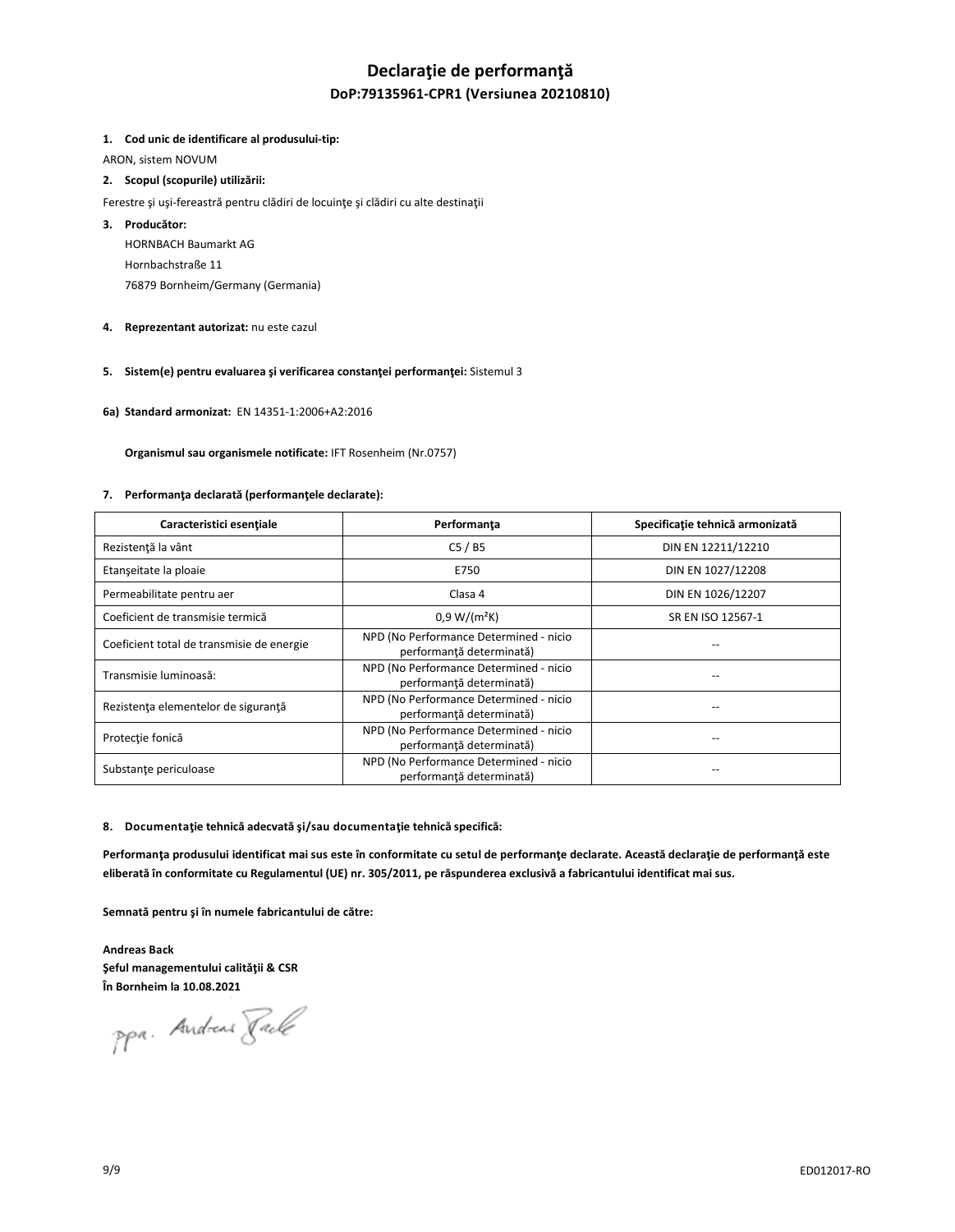# Declaraţie de performanţă

## DoP:79135961-CPR1 (Versiunea 20210810)

**1. Cod unic de identificare al produsului-tip:**

ARON, sistem NOVUM

**2. Scopul (scopurile) utilizării:**

Ferestre şi uşi-fereastră pentru clădiri de locuinţe şi clădiri cu alte destinaţii

**3. Producător:**

HORNBACH Baumarkt AG
Hornbachstraße 11
76879 Bornheim/Germany (Germania)

**4. Reprezentant autorizat:** nu este cazul

**5. Sistem(e) pentru evaluarea şi verificarea constanţei performanţei:** Sistemul 3

**6a) Standard armonizat:** EN 14351-1:2006+A2:2016

**Organismul sau organismele notificate:** IFT Rosenheim (Nr.0757)

**7. Performanţa declarată (performanţele declarate):**

| Caracteristici esenţiale | Performanţa | Specificaţie tehnică armonizată |
|---|---|---|
| Rezistenţă la vânt | C5 / B5 | DIN EN 12211/12210 |
| Etanşeitate la ploaie | E750 | DIN EN 1027/12208 |
| Permeabilitate pentru aer | Clasa 4 | DIN EN 1026/12207 |
| Coeficient de transmisie termică | 0,9 W/(m²K) | SR EN ISO 12567-1 |
| Coeficient total de transmisie de energie | NPD (No Performance Determined - nicio performanţă determinată) | -- |
| Transmisie luminoasă: | NPD (No Performance Determined - nicio performanţă determinată) | -- |
| Rezistenţa elementelor de siguranţă | NPD (No Performance Determined - nicio performanţă determinată) | -- |
| Protecţie fonică | NPD (No Performance Determined - nicio performanţă determinată) | -- |
| Substanţe periculoase | NPD (No Performance Determined - nicio performanţă determinată) | -- |

**8. Documentaţie tehnică adecvată şi/sau documentaţie tehnică specifică:**

**Performanţa produsului identificat mai sus este în conformitate cu setul de performanţe declarate. Această declaraţie de performanţă este eliberată în conformitate cu Regulamentul (UE) nr. 305/2011, pe răspunderea exclusivă a fabricantului identificat mai sus.**

**Semnată pentru şi în numele fabricantului de către:**

**Andreas Back**
**Şeful managementului calităţii & CSR**
**În Bornheim la 10.08.2021**

ppa. Andreas Back

ED012017-RO